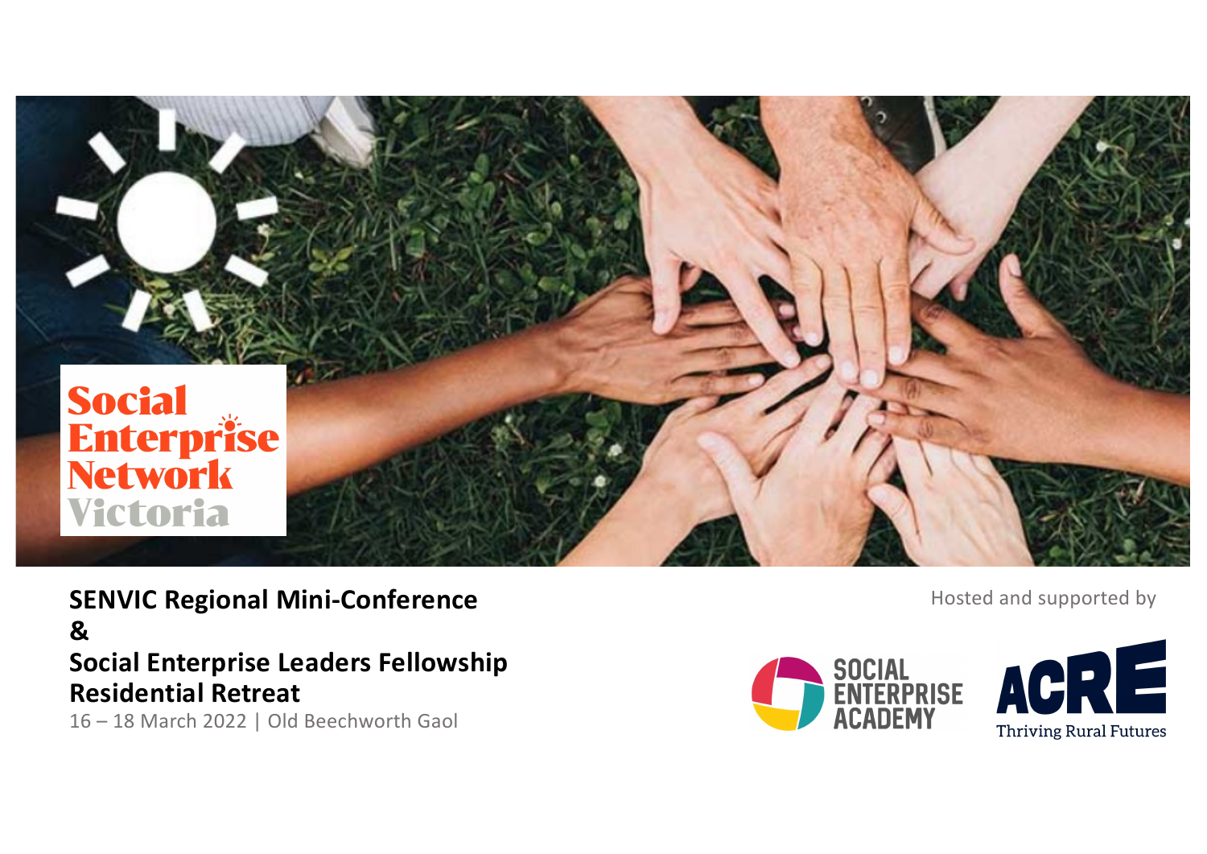Social Enterprise Network Victoria

**SENVIC Regional Mini-Conference**
**&**
**Social Enterprise Leaders Fellowship Residential Retreat**

16 – 18 March 2022 | Old Beechworth Gaol

Hosted and supported by

SOCIAL ENTERPRISE ACADEMY

ACRE Thriving Rural Futures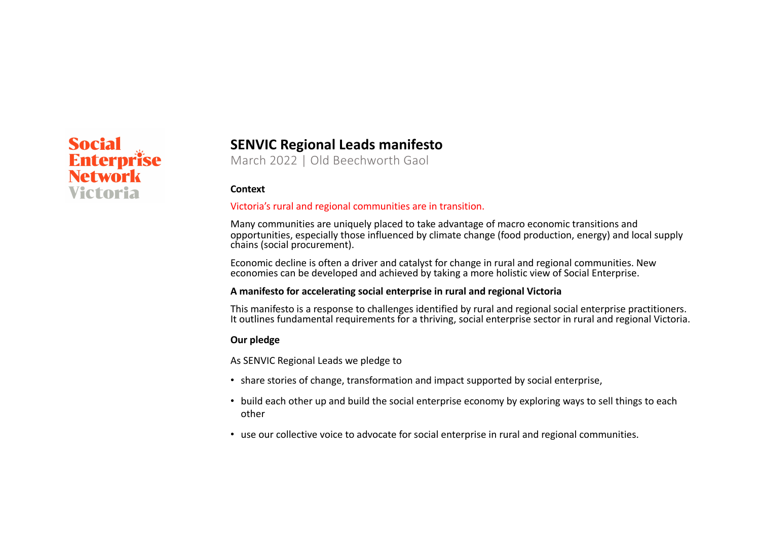Social Enterprise Network Victoria

# SENVIC Regional Leads manifesto

March 2022 | Old Beechworth Gaol

**Context**

Victoria's rural and regional communities are in transition.

Many communities are uniquely placed to take advantage of macro economic transitions and opportunities, especially those influenced by climate change (food production, energy) and local supply chains (social procurement).

Economic decline is often a driver and catalyst for change in rural and regional communities. New economies can be developed and achieved by taking a more holistic view of Social Enterprise.

**A manifesto for accelerating social enterprise in rural and regional Victoria**

This manifesto is a response to challenges identified by rural and regional social enterprise practitioners. It outlines fundamental requirements for a thriving, social enterprise sector in rural and regional Victoria.

**Our pledge**

As SENVIC Regional Leads we pledge to

- share stories of change, transformation and impact supported by social enterprise,
- build each other up and build the social enterprise economy by exploring ways to sell things to each other
- use our collective voice to advocate for social enterprise in rural and regional communities.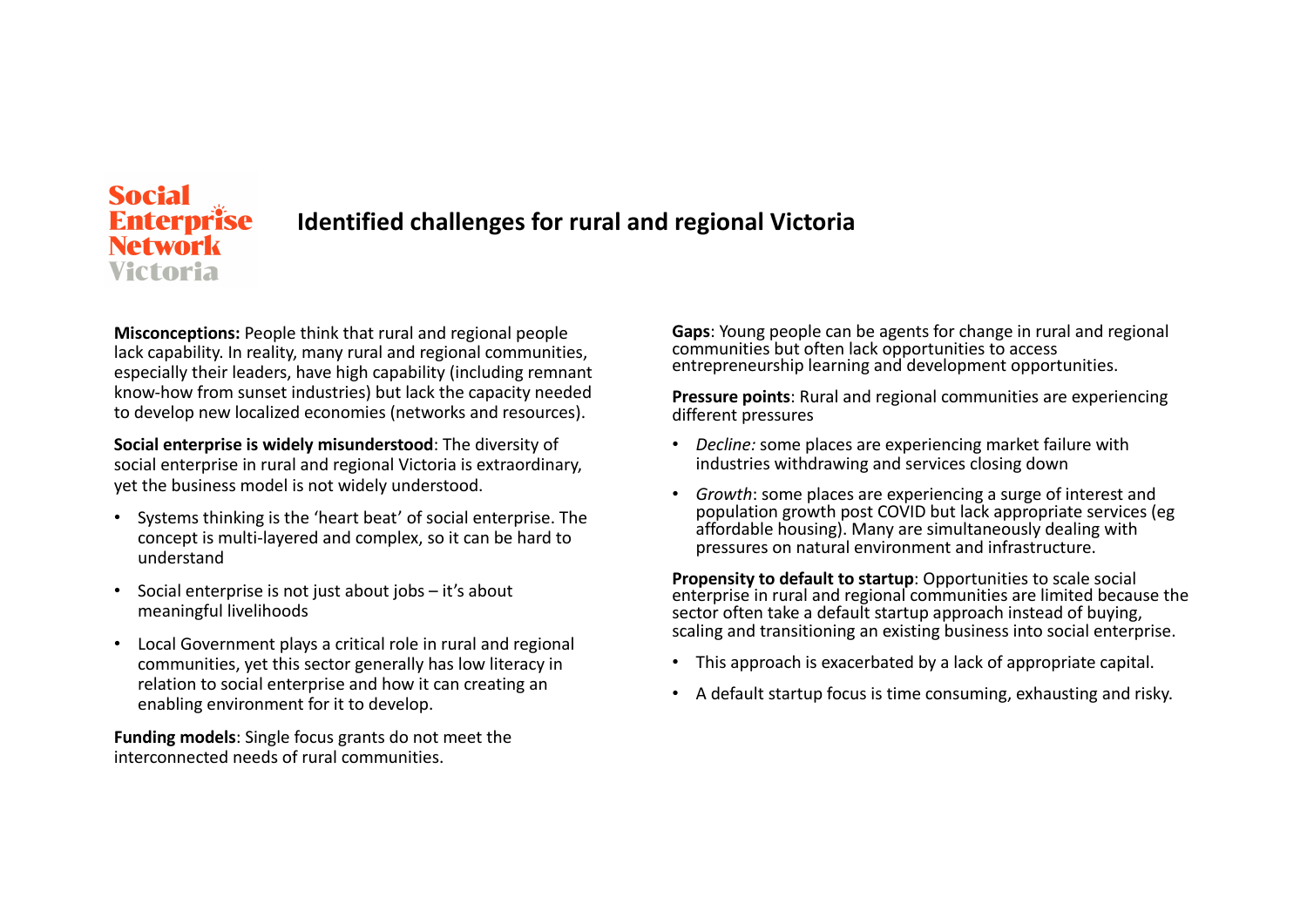Social Enterprise Network Victoria

# Identified challenges for rural and regional Victoria

**Misconceptions:** People think that rural and regional people lack capability. In reality, many rural and regional communities, especially their leaders, have high capability (including remnant know-how from sunset industries) but lack the capacity needed to develop new localized economies (networks and resources).

**Social enterprise is widely misunderstood**: The diversity of social enterprise in rural and regional Victoria is extraordinary, yet the business model is not widely understood.

- Systems thinking is the 'heart beat' of social enterprise. The concept is multi-layered and complex, so it can be hard to understand
- Social enterprise is not just about jobs – it's about meaningful livelihoods
- Local Government plays a critical role in rural and regional communities, yet this sector generally has low literacy in relation to social enterprise and how it can creating an enabling environment for it to develop.

**Funding models**: Single focus grants do not meet the interconnected needs of rural communities.

**Gaps**: Young people can be agents for change in rural and regional communities but often lack opportunities to access entrepreneurship learning and development opportunities.

**Pressure points**: Rural and regional communities are experiencing different pressures

- *Decline:* some places are experiencing market failure with industries withdrawing and services closing down
- *Growth*: some places are experiencing a surge of interest and population growth post COVID but lack appropriate services (eg affordable housing). Many are simultaneously dealing with pressures on natural environment and infrastructure.

**Propensity to default to startup**: Opportunities to scale social enterprise in rural and regional communities are limited because the sector often take a default startup approach instead of buying, scaling and transitioning an existing business into social enterprise.

- This approach is exacerbated by a lack of appropriate capital.
- A default startup focus is time consuming, exhausting and risky.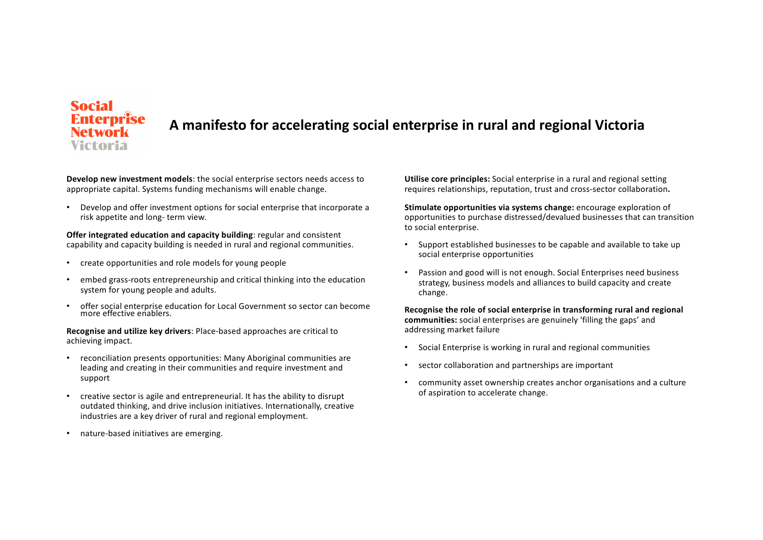Social Enterprise Network Victoria

# A manifesto for accelerating social enterprise in rural and regional Victoria

**Develop new investment models**: the social enterprise sectors needs access to appropriate capital. Systems funding mechanisms will enable change.

- Develop and offer investment options for social enterprise that incorporate a risk appetite and long- term view.

**Offer integrated education and capacity building**: regular and consistent capability and capacity building is needed in rural and regional communities.

- create opportunities and role models for young people
- embed grass-roots entrepreneurship and critical thinking into the education system for young people and adults.
- offer social enterprise education for Local Government so sector can become more effective enablers.

**Recognise and utilize key drivers**: Place-based approaches are critical to achieving impact.

- reconciliation presents opportunities: Many Aboriginal communities are leading and creating in their communities and require investment and support
- creative sector is agile and entrepreneurial. It has the ability to disrupt outdated thinking, and drive inclusion initiatives. Internationally, creative industries are a key driver of rural and regional employment.
- nature-based initiatives are emerging.

**Utilise core principles:** Social enterprise in a rural and regional setting requires relationships, reputation, trust and cross-sector collaboration**.**

**Stimulate opportunities via systems change:** encourage exploration of opportunities to purchase distressed/devalued businesses that can transition to social enterprise.

- Support established businesses to be capable and available to take up social enterprise opportunities
- Passion and good will is not enough. Social Enterprises need business strategy, business models and alliances to build capacity and create change.

**Recognise the role of social enterprise in transforming rural and regional communities:** social enterprises are genuinely 'filling the gaps' and addressing market failure

- Social Enterprise is working in rural and regional communities
- sector collaboration and partnerships are important
- community asset ownership creates anchor organisations and a culture of aspiration to accelerate change.